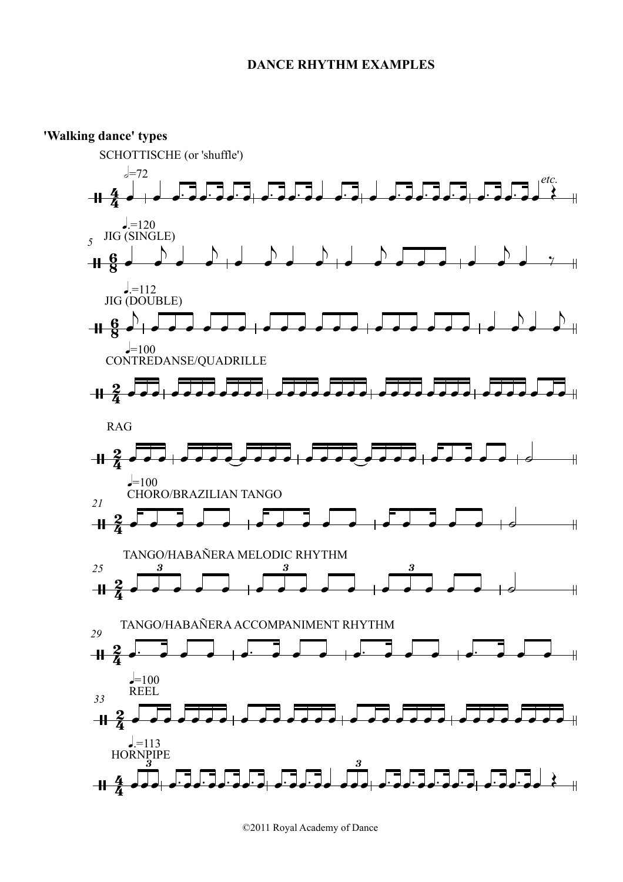# DANCE RHYTHM EXAMPLES

## 'Walking dance' types

SCHOTTISCHE (or 'shuffle')

𝅗𝅥=72

*etc.*

5

𝅘𝅥.=120

JIG (SINGLE)

𝅘𝅥.=112

JIG (DOUBLE)

𝅘𝅥=100

CONTREDANSE/QUADRILLE

RAG

21

𝅘𝅥=100

CHORO/BRAZILIAN TANGO

25

TANGO/HABAÑERA MELODIC RHYTHM

29

TANGO/HABAÑERA ACCOMPANIMENT RHYTHM

33

𝅘𝅥=100

REEL

𝅘𝅥.=113

HORNPIPE

©2011 Royal Academy of Dance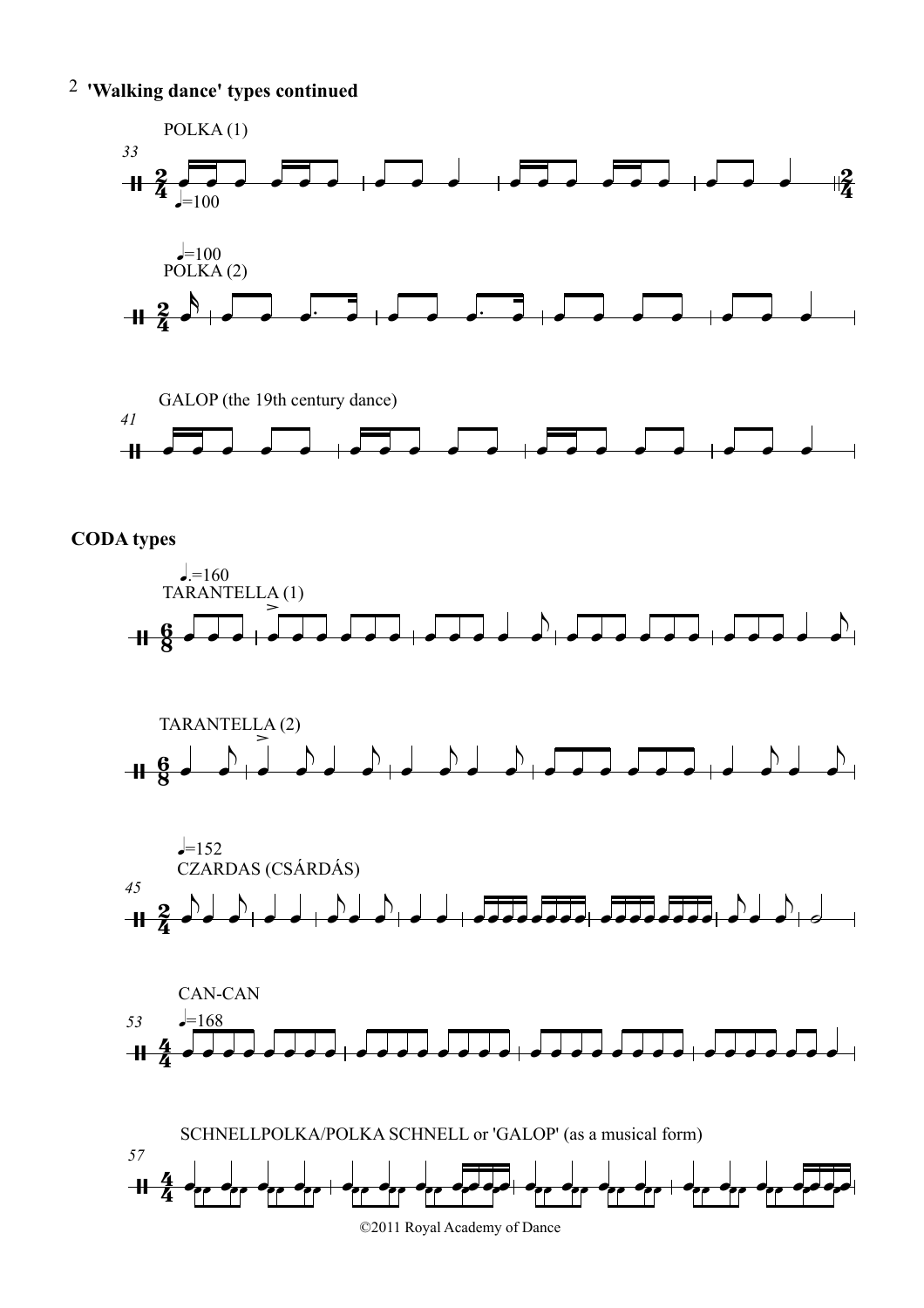## 'Walking dance' types continued

POLKA (1)

33

♩=100

♩=100

POLKA (2)

GALOP (the 19th century dance)

41

## CODA types

♩.=160

TARANTELLA (1)

TARANTELLA (2)

♩=152

CZARDAS (CSÁRDÁS)

45

CAN-CAN

53

♩=168

SCHNELLPOLKA/POLKA SCHNELL or 'GALOP' (as a musical form)

57

©2011 Royal Academy of Dance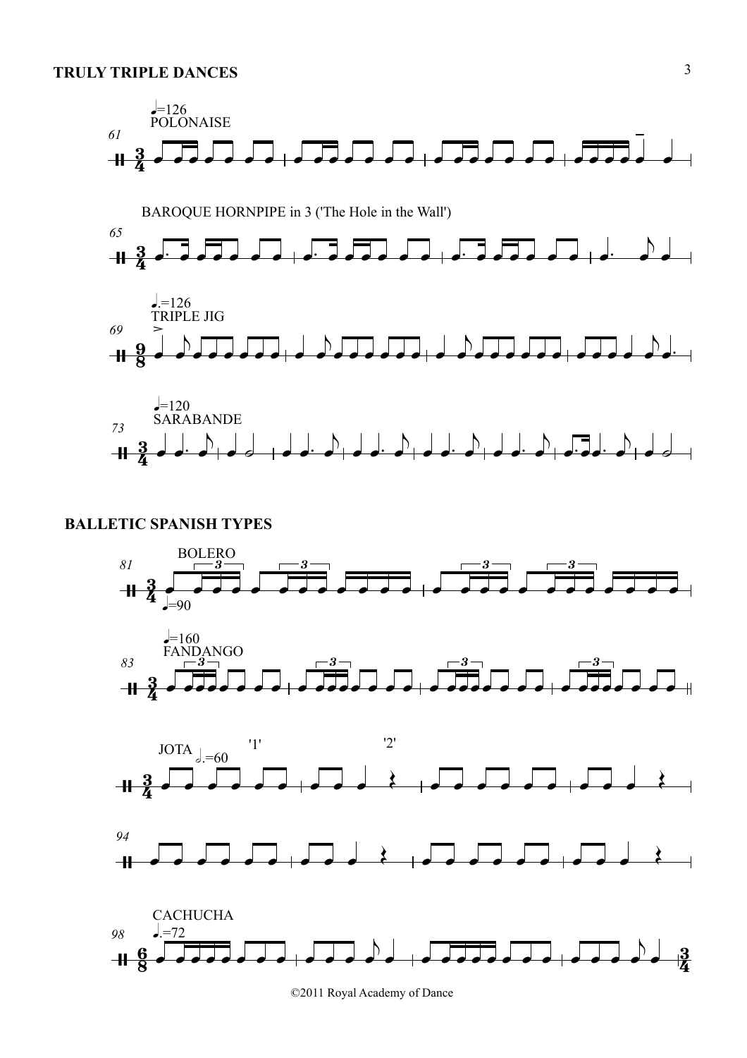## TRULY TRIPLE DANCES

61

♩=126
POLONAISE

65

BAROQUE HORNPIPE in 3 ('The Hole in the Wall')

69

♩.=126
TRIPLE JIG

73

♩=120
SARABANDE

## BALLETIC SPANISH TYPES

81

BOLERO
♩=90

83

♩=160
FANDANGO

JOTA 𝅗𝅥.=60 '1' '2'

94

98

CACHUCHA
♩.=72

©2011 Royal Academy of Dance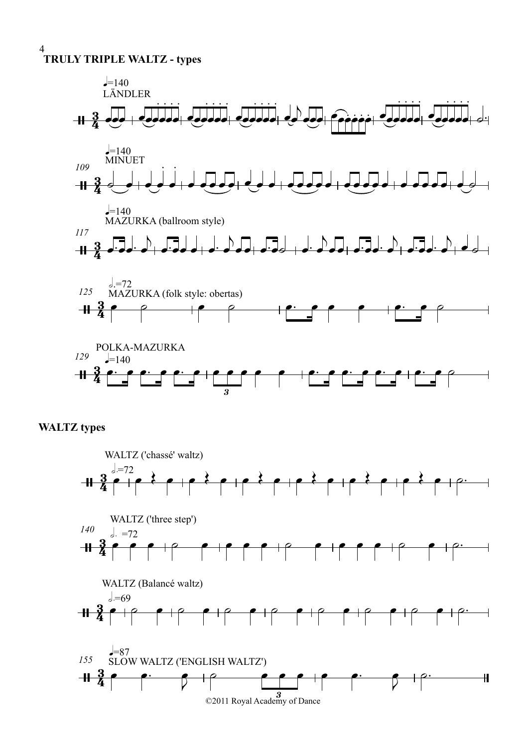**TRULY TRIPLE WALTZ - types**

♩=140
LÄNDLER

♩=140
MINUET

109

♩=140
MAZURKA (ballroom style)

117

𝅗𝅥.=72
MAZURKA (folk style: obertas)

125

POLKA-MAZURKA

129
♩=140

**WALTZ types**

WALTZ ('chassé' waltz)

𝅗𝅥.=72

WALTZ ('three step')

140
𝅗𝅥. =72

WALTZ (Balancé waltz)

𝅗𝅥.=69

♩=87
SLOW WALTZ ('ENGLISH WALTZ')

155

©2011 Royal Academy of Dance